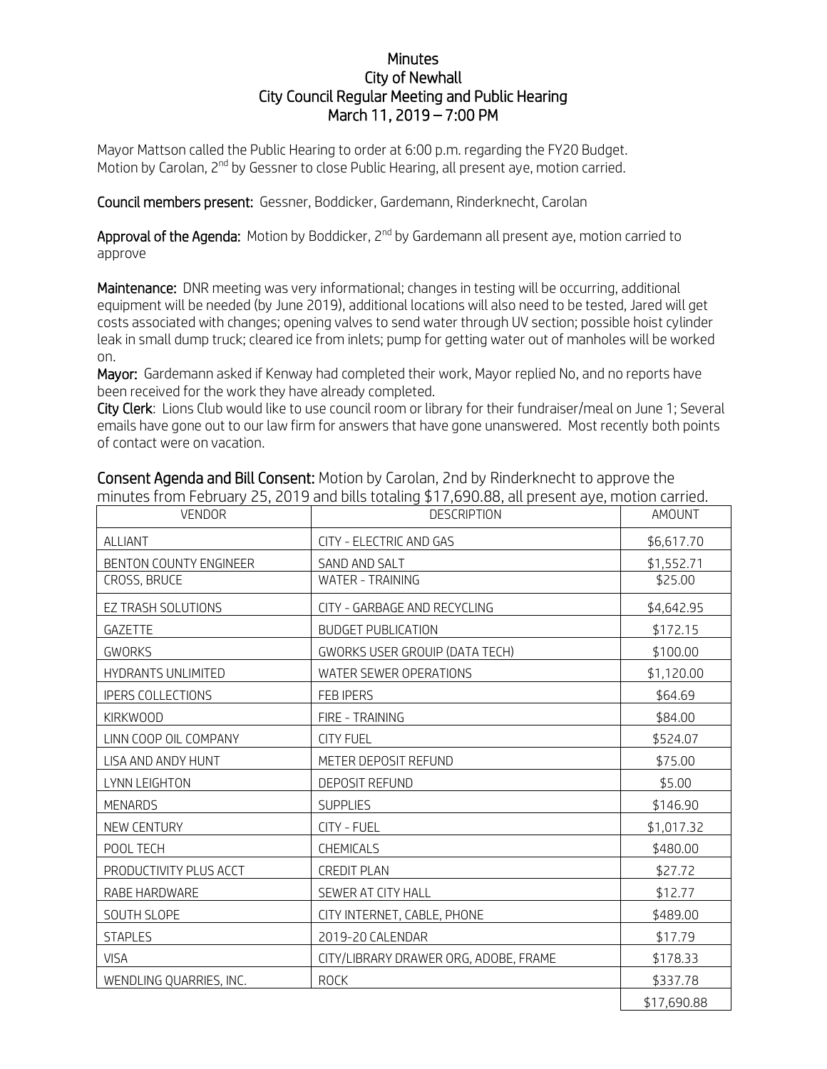# Minutes
## City of Newhall
## City Council Regular Meeting and Public Hearing
## March 11, 2019 – 7:00 PM

Mayor Mattson called the Public Hearing to order at 6:00 p.m. regarding the FY20 Budget.
Motion by Carolan, 2nd by Gessner to close Public Hearing, all present aye, motion carried.

**Council members present:** Gessner, Boddicker, Gardemann, Rinderknecht, Carolan

**Approval of the Agenda:** Motion by Boddicker, 2nd by Gardemann all present aye, motion carried to approve

**Maintenance:** DNR meeting was very informational; changes in testing will be occurring, additional equipment will be needed (by June 2019), additional locations will also need to be tested, Jared will get costs associated with changes; opening valves to send water through UV section; possible hoist cylinder leak in small dump truck; cleared ice from inlets; pump for getting water out of manholes will be worked on.

**Mayor:** Gardemann asked if Kenway had completed their work, Mayor replied No, and no reports have been received for the work they have already completed.

**City Clerk**: Lions Club would like to use council room or library for their fundraiser/meal on June 1; Several emails have gone out to our law firm for answers that have gone unanswered. Most recently both points of contact were on vacation.

**Consent Agenda and Bill Consent:** Motion by Carolan, 2nd by Rinderknecht to approve the minutes from February 25, 2019 and bills totaling $17,690.88, all present aye, motion carried.

| VENDOR | DESCRIPTION | AMOUNT |
|---|---|---|
| ALLIANT | CITY - ELECTRIC AND GAS | $6,617.70 |
| BENTON COUNTY ENGINEER | SAND AND SALT | $1,552.71 |
| CROSS, BRUCE | WATER - TRAINING | $25.00 |
| EZ TRASH SOLUTIONS | CITY - GARBAGE AND RECYCLING | $4,642.95 |
| GAZETTE | BUDGET PUBLICATION | $172.15 |
| GWORKS | GWORKS USER GROUIP (DATA TECH) | $100.00 |
| HYDRANTS UNLIMITED | WATER SEWER OPERATIONS | $1,120.00 |
| IPERS COLLECTIONS | FEB IPERS | $64.69 |
| KIRKWOOD | FIRE - TRAINING | $84.00 |
| LINN COOP OIL COMPANY | CITY FUEL | $524.07 |
| LISA AND ANDY HUNT | METER DEPOSIT REFUND | $75.00 |
| LYNN LEIGHTON | DEPOSIT REFUND | $5.00 |
| MENARDS | SUPPLIES | $146.90 |
| NEW CENTURY | CITY - FUEL | $1,017.32 |
| POOL TECH | CHEMICALS | $480.00 |
| PRODUCTIVITY PLUS ACCT | CREDIT PLAN | $27.72 |
| RABE HARDWARE | SEWER AT CITY HALL | $12.77 |
| SOUTH SLOPE | CITY INTERNET, CABLE, PHONE | $489.00 |
| STAPLES | 2019-20 CALENDAR | $17.79 |
| VISA | CITY/LIBRARY DRAWER ORG, ADOBE, FRAME | $178.33 |
| WENDLING QUARRIES, INC. | ROCK | $337.78 |
| | | $17,690.88 |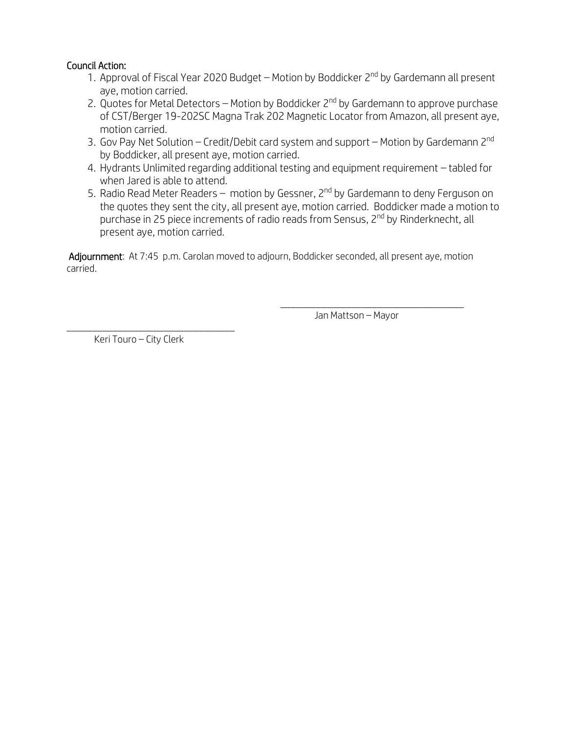**Council Action:**

1. Approval of Fiscal Year 2020 Budget – Motion by Boddicker 2nd by Gardemann all present aye, motion carried.
2. Quotes for Metal Detectors – Motion by Boddicker 2nd by Gardemann to approve purchase of CST/Berger 19-202SC Magna Trak 202 Magnetic Locator from Amazon, all present aye, motion carried.
3. Gov Pay Net Solution – Credit/Debit card system and support – Motion by Gardemann 2nd by Boddicker, all present aye, motion carried.
4. Hydrants Unlimited regarding additional testing and equipment requirement – tabled for when Jared is able to attend.
5. Radio Read Meter Readers – motion by Gessner, 2nd by Gardemann to deny Ferguson on the quotes they sent the city, all present aye, motion carried. Boddicker made a motion to purchase in 25 piece increments of radio reads from Sensus, 2nd by Rinderknecht, all present aye, motion carried.

**Adjournment**: At 7:45 p.m. Carolan moved to adjourn, Boddicker seconded, all present aye, motion carried.

\_\_\_\_\_\_\_\_\_\_\_\_\_\_\_\_\_\_\_\_\_\_\_\_\_\_\_\_\_\_\_\_\_\_\_\_

Jan Mattson – Mayor

\_\_\_\_\_\_\_\_\_\_\_\_\_\_\_\_\_\_\_\_\_\_\_\_\_\_\_\_\_\_\_\_\_\_\_\_

Keri Touro – City Clerk